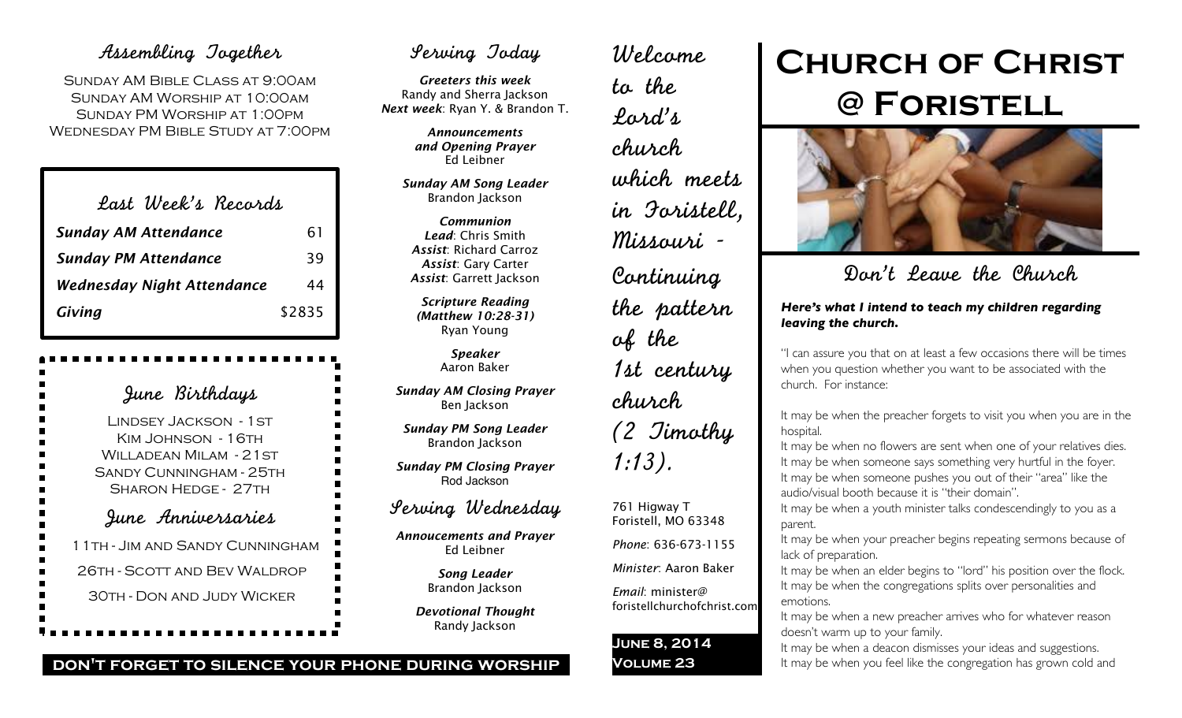## Assembling Together

Sunday AM Bible Class at 9:00am
Sunday AM Worship at 10:00am
Sunday PM Worship at 1:00pm
Wednesday PM Bible Study at 7:00pm

## Last Week's Records

| | |
|---|---|
| *Sunday AM Attendance* | 61 |
| *Sunday PM Attendance* | 39 |
| *Wednesday Night Attendance* | 44 |
| *Giving* | $2835 |

## June Birthdays

Lindsey Jackson - 1st
Kim Johnson - 16th
Willadean Milam - 21st
Sandy Cunningham - 25th
Sharon Hedge - 27th

## June Anniversaries

11th - Jim and Sandy Cunningham

26th - Scott and Bev Waldrop

30th - Don and Judy Wicker

## Serving Today

***Greeters this week***
Randy and Sherra Jackson
***Next week***: Ryan Y. & Brandon T.

***Announcements and Opening Prayer***
Ed Leibner

***Sunday AM Song Leader***
Brandon Jackson

***Communion***
***Lead***: Chris Smith
***Assist***: Richard Carroz
***Assist***: Gary Carter
***Assist***: Garrett Jackson

***Scripture Reading (Matthew 10:28-31)***
Ryan Young

***Speaker***
Aaron Baker

***Sunday AM Closing Prayer***
Ben Jackson

***Sunday PM Song Leader***
Brandon Jackson

***Sunday PM Closing Prayer***
Rod Jackson

## Serving Wednesday

***Annoucements and Prayer***
Ed Leibner

***Song Leader***
Brandon Jackson

***Devotional Thought***
Randy Jackson

**DON'T FORGET TO SILENCE YOUR PHONE DURING WORSHIP**

Welcome to the Lord's church which meets in Foristell, Missouri - Continuing the pattern of the 1st century church (2 Timothy 1:13).

761 Higway T
Foristell, MO 63348

*Phone*: 636-673-1155

*Minister*: Aaron Baker

*Email*: minister@foristellchurchofchrist.com

**June 8, 2014**
**Volume 23**

# Church of Christ @ Foristell

## Don't Leave the Church

***Here's what I intend to teach my children regarding leaving the church.***

"I can assure you that on at least a few occasions there will be times when you question whether you want to be associated with the church. For instance:

It may be when the preacher forgets to visit you when you are in the hospital.
It may be when no flowers are sent when one of your relatives dies.
It may be when someone says something very hurtful in the foyer.
It may be when someone pushes you out of their "area" like the audio/visual booth because it is "their domain".
It may be when a youth minister talks condescendingly to you as a parent.
It may be when your preacher begins repeating sermons because of lack of preparation.
It may be when an elder begins to "lord" his position over the flock.
It may be when the congregations splits over personalities and emotions.
It may be when a new preacher arrives who for whatever reason doesn't warm up to your family.
It may be when a deacon dismisses your ideas and suggestions.
It may be when you feel like the congregation has grown cold and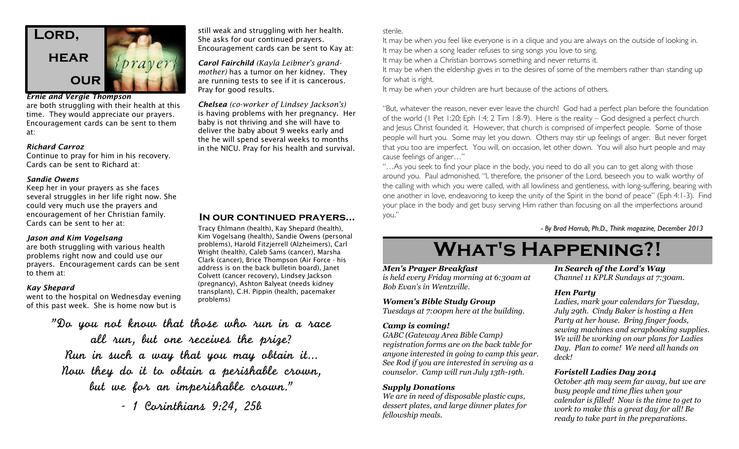# Lord, hear our {prayer}

***Ernie and Vergie Thompson***
are both struggling with their health at this time. They would appreciate our prayers. Encouragement cards can be sent to them at:

***Richard Carroz***
Continue to pray for him in his recovery. Cards can be sent to Richard at:

***Sandie Owens***
Keep her in your prayers as she faces several struggles in her life right now. She could very much use the prayers and encouragement of her Christian family. Cards can be sent to her at:

***Jason and Kim Vogelsang***
are both struggling with various health problems right now and could use our prayers. Encouragement cards can be sent to them at:

***Kay Shepard***
went to the hospital on Wednesday evening of this past week. She is home now but is still weak and struggling with her health. She asks for our continued prayers. Encouragement cards can be sent to Kay at:

***Carol Fairchild*** *(Kayla Leibner's grand-mother)* has a tumor on her kidney. They are running tests to see if it is cancerous. Pray for good results.

***Chelsea*** *(co-worker of Lindsey Jackson's)* is having problems with her pregnancy. Her baby is not thriving and she will have to deliver the baby about 9 weeks early and the he will spend several weeks to months in the NICU. Pray for his health and survival.

## In our continued prayers...

Tracy Ehlmann (health), Kay Shepard (health), Kim Vogelsang (health), Sandie Owens (personal problems), Harold Fitzjerrell (Alzheimers), Carl Wright (health), Caleb Sams (cancer), Marsha Clark (cancer), Brice Thompson (Air Force - his address is on the back bulletin board), Janet Colvett (cancer recovery), Lindsey Jackson (pregnancy), Ashton Balyeat (needs kidney transplant), C.H. Pippin (health, pacemaker problems)

"Do you not know that those who run in a race all run, but one receives the prize? Run in such a way that you may obtain it... Now they do it to obtain a perishable crown, but we for an imperishable crown."

- 1 Corinthians 9:24, 25b

sterile.
It may be when you feel like everyone is in a clique and you are always on the outside of looking in.
It may be when a song leader refuses to sing songs you love to sing.
It may be when a Christian borrows something and never returns it.
It may be when the eldership gives in to the desires of some of the members rather than standing up for what is right.
It may be when your children are hurt because of the actions of others.

"But, whatever the reason, never ever leave the church! God had a perfect plan before the foundation of the world (1 Pet 1:20; Eph 1:4; 2 Tim 1:8-9). Here is the reality – God designed a perfect church and Jesus Christ founded it. However, that church is comprised of imperfect people. Some of those people will hurt you. Some may let you down. Others may stir up feelings of anger. But never forget that you too are imperfect. You will, on occasion, let other down. You will also hurt people and may cause feelings of anger…"

"…As you seek to find your place in the body, you need to do all you can to get along with those around you. Paul admonished, "I, therefore, the prisoner of the Lord, beseech you to walk worthy of the calling with which you were called, with all lowliness and gentleness, with long-suffering, bearing with one another in love, endeavoring to keep the unity of the Spirit in the bond of peace" (Eph 4:1-3). Find your place in the body and get busy serving Him rather than focusing on all the imperfections around you."

*- By Brad Harrub, Ph.D., Think magazine, December 2013*

# What's Happening?!

***Men's Prayer Breakfast***
*is held every Friday morning at 6:30am at Bob Evan's in Wentzville.*

***Women's Bible Study Group***
*Tuesdays at 7:00pm here at the building.*

***Camp is coming!***
*GABC (Gateway Area Bible Camp) registration forms are on the back table for anyone interested in going to camp this year. See Rod if you are interested in serving as a counselor. Camp will run July 13th-19th.*

***Supply Donations***
*We are in need of disposable plastic cups, dessert plates, and large dinner plates for fellowship meals.*

***In Search of the Lord's Way***
*Channel 11 KPLR Sundays at 7:30am.*

***Hen Party***
*Ladies, mark your calendars for Tuesday, July 29th. Cindy Baker is hosting a Hen Party at her house. Bring finger foods, sewing machines and scrapbooking supplies. We will be working on our plans for Ladies Day. Plan to come! We need all hands on deck!*

***Foristell Ladies Day 2014***
*October 4th may seem far away, but we are busy people and time flies when your calendar is filled! Now is the time to get to work to make this a great day for all! Be ready to take part in the preparations.*